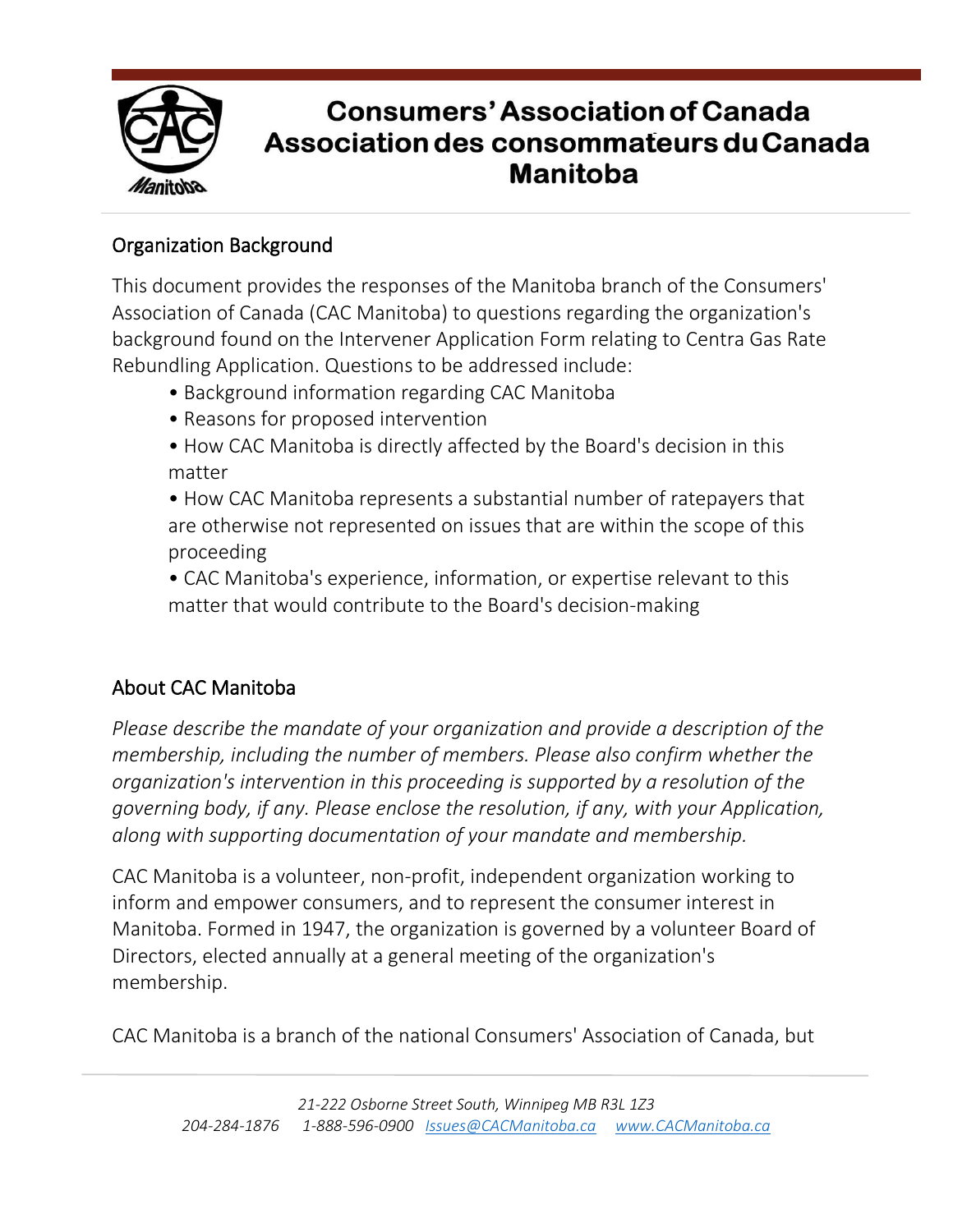# Consumers' Association of Canada
# Association des consommateurs du Canada
# Manitoba

## Organization Background

This document provides the responses of the Manitoba branch of the Consumers' Association of Canada (CAC Manitoba) to questions regarding the organization's background found on the Intervener Application Form relating to Centra Gas Rate Rebundling Application. Questions to be addressed include:

- Background information regarding CAC Manitoba
- Reasons for proposed intervention
- How CAC Manitoba is directly affected by the Board's decision in this matter
- How CAC Manitoba represents a substantial number of ratepayers that are otherwise not represented on issues that are within the scope of this proceeding
- CAC Manitoba's experience, information, or expertise relevant to this matter that would contribute to the Board's decision-making

## About CAC Manitoba

*Please describe the mandate of your organization and provide a description of the membership, including the number of members. Please also confirm whether the organization's intervention in this proceeding is supported by a resolution of the governing body, if any. Please enclose the resolution, if any, with your Application, along with supporting documentation of your mandate and membership.*

CAC Manitoba is a volunteer, non-profit, independent organization working to inform and empower consumers, and to represent the consumer interest in Manitoba. Formed in 1947, the organization is governed by a volunteer Board of Directors, elected annually at a general meeting of the organization's membership.

CAC Manitoba is a branch of the national Consumers' Association of Canada, but

*21-222 Osborne Street South, Winnipeg MB R3L 1Z3*
*204-284-1876 1-888-596-0900 Issues@CACManitoba.ca www.CACManitoba.ca*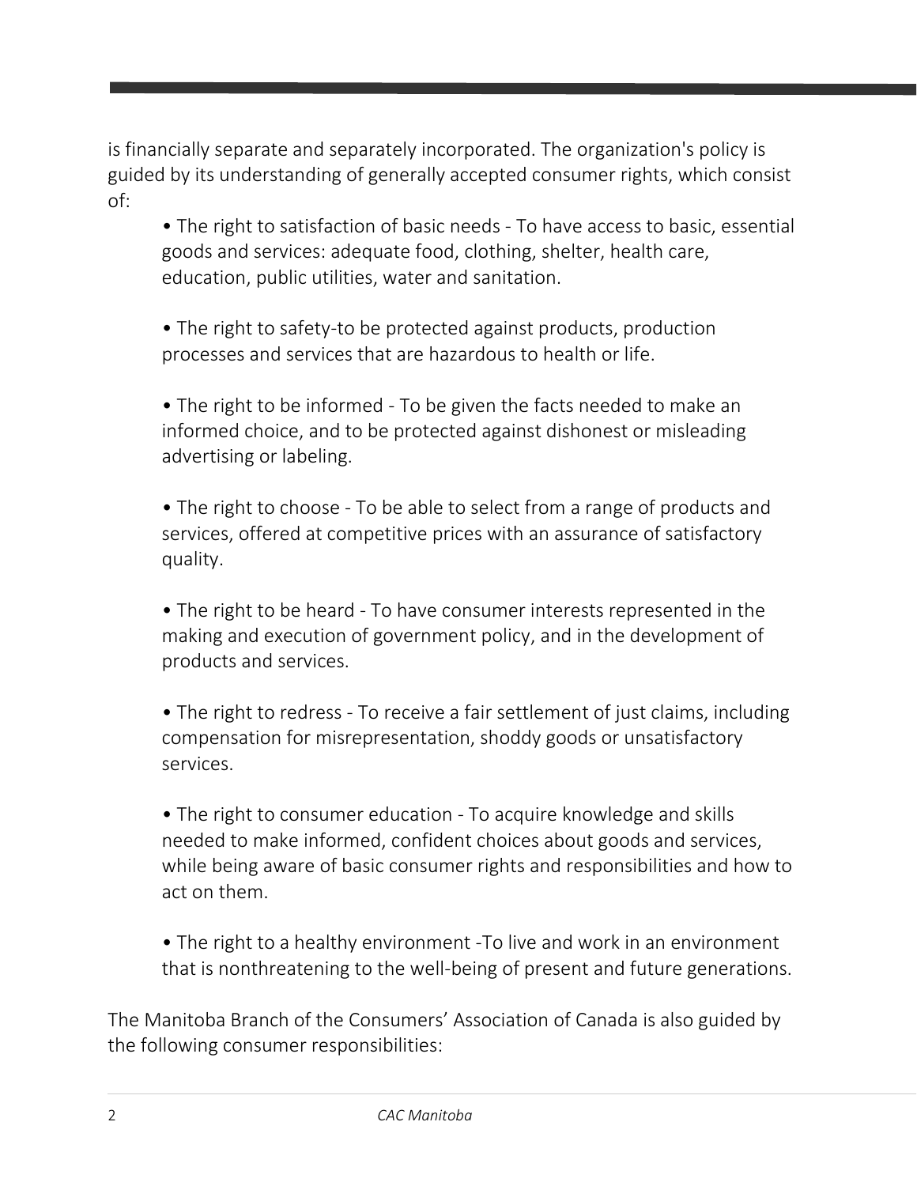is financially separate and separately incorporated. The organization's policy is guided by its understanding of generally accepted consumer rights, which consist of:

- The right to satisfaction of basic needs - To have access to basic, essential goods and services: adequate food, clothing, shelter, health care, education, public utilities, water and sanitation.

- The right to safety-to be protected against products, production processes and services that are hazardous to health or life.

- The right to be informed - To be given the facts needed to make an informed choice, and to be protected against dishonest or misleading advertising or labeling.

- The right to choose - To be able to select from a range of products and services, offered at competitive prices with an assurance of satisfactory quality.

- The right to be heard - To have consumer interests represented in the making and execution of government policy, and in the development of products and services.

- The right to redress - To receive a fair settlement of just claims, including compensation for misrepresentation, shoddy goods or unsatisfactory services.

- The right to consumer education - To acquire knowledge and skills needed to make informed, confident choices about goods and services, while being aware of basic consumer rights and responsibilities and how to act on them.

- The right to a healthy environment -To live and work in an environment that is nonthreatening to the well-being of present and future generations.

The Manitoba Branch of the Consumers' Association of Canada is also guided by the following consumer responsibilities: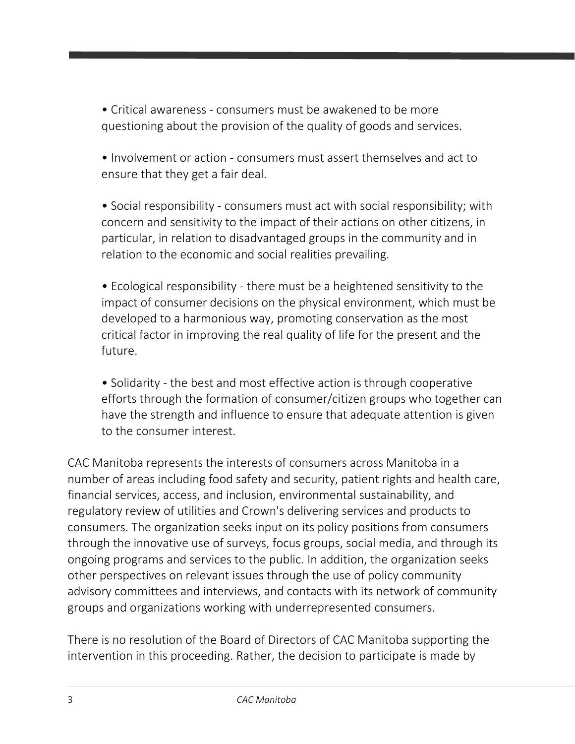- Critical awareness - consumers must be awakened to be more questioning about the provision of the quality of goods and services.

- Involvement or action - consumers must assert themselves and act to ensure that they get a fair deal.

- Social responsibility - consumers must act with social responsibility; with concern and sensitivity to the impact of their actions on other citizens, in particular, in relation to disadvantaged groups in the community and in relation to the economic and social realities prevailing.

- Ecological responsibility - there must be a heightened sensitivity to the impact of consumer decisions on the physical environment, which must be developed to a harmonious way, promoting conservation as the most critical factor in improving the real quality of life for the present and the future.

- Solidarity - the best and most effective action is through cooperative efforts through the formation of consumer/citizen groups who together can have the strength and influence to ensure that adequate attention is given to the consumer interest.

CAC Manitoba represents the interests of consumers across Manitoba in a number of areas including food safety and security, patient rights and health care, financial services, access, and inclusion, environmental sustainability, and regulatory review of utilities and Crown's delivering services and products to consumers. The organization seeks input on its policy positions from consumers through the innovative use of surveys, focus groups, social media, and through its ongoing programs and services to the public. In addition, the organization seeks other perspectives on relevant issues through the use of policy community advisory committees and interviews, and contacts with its network of community groups and organizations working with underrepresented consumers.

There is no resolution of the Board of Directors of CAC Manitoba supporting the intervention in this proceeding. Rather, the decision to participate is made by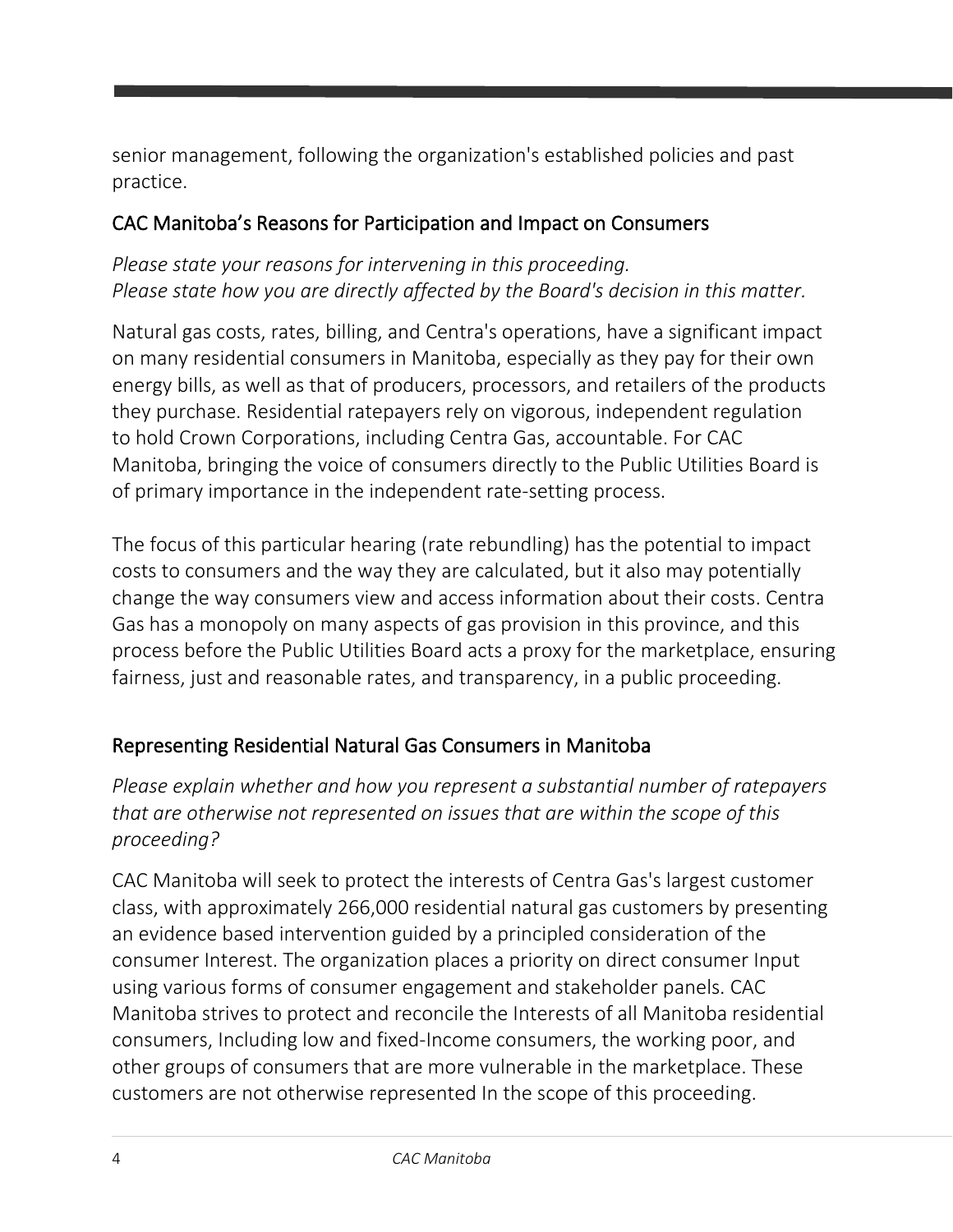senior management, following the organization's established policies and past practice.

## CAC Manitoba's Reasons for Participation and Impact on Consumers

*Please state your reasons for intervening in this proceeding.*
*Please state how you are directly affected by the Board's decision in this matter.*

Natural gas costs, rates, billing, and Centra's operations, have a significant impact on many residential consumers in Manitoba, especially as they pay for their own energy bills, as well as that of producers, processors, and retailers of the products they purchase. Residential ratepayers rely on vigorous, independent regulation to hold Crown Corporations, including Centra Gas, accountable. For CAC Manitoba, bringing the voice of consumers directly to the Public Utilities Board is of primary importance in the independent rate-setting process.

The focus of this particular hearing (rate rebundling) has the potential to impact costs to consumers and the way they are calculated, but it also may potentially change the way consumers view and access information about their costs. Centra Gas has a monopoly on many aspects of gas provision in this province, and this process before the Public Utilities Board acts a proxy for the marketplace, ensuring fairness, just and reasonable rates, and transparency, in a public proceeding.

## Representing Residential Natural Gas Consumers in Manitoba

*Please explain whether and how you represent a substantial number of ratepayers that are otherwise not represented on issues that are within the scope of this proceeding?*

CAC Manitoba will seek to protect the interests of Centra Gas's largest customer class, with approximately 266,000 residential natural gas customers by presenting an evidence based intervention guided by a principled consideration of the consumer Interest. The organization places a priority on direct consumer Input using various forms of consumer engagement and stakeholder panels. CAC Manitoba strives to protect and reconcile the Interests of all Manitoba residential consumers, Including low and fixed-Income consumers, the working poor, and other groups of consumers that are more vulnerable in the marketplace. These customers are not otherwise represented In the scope of this proceeding.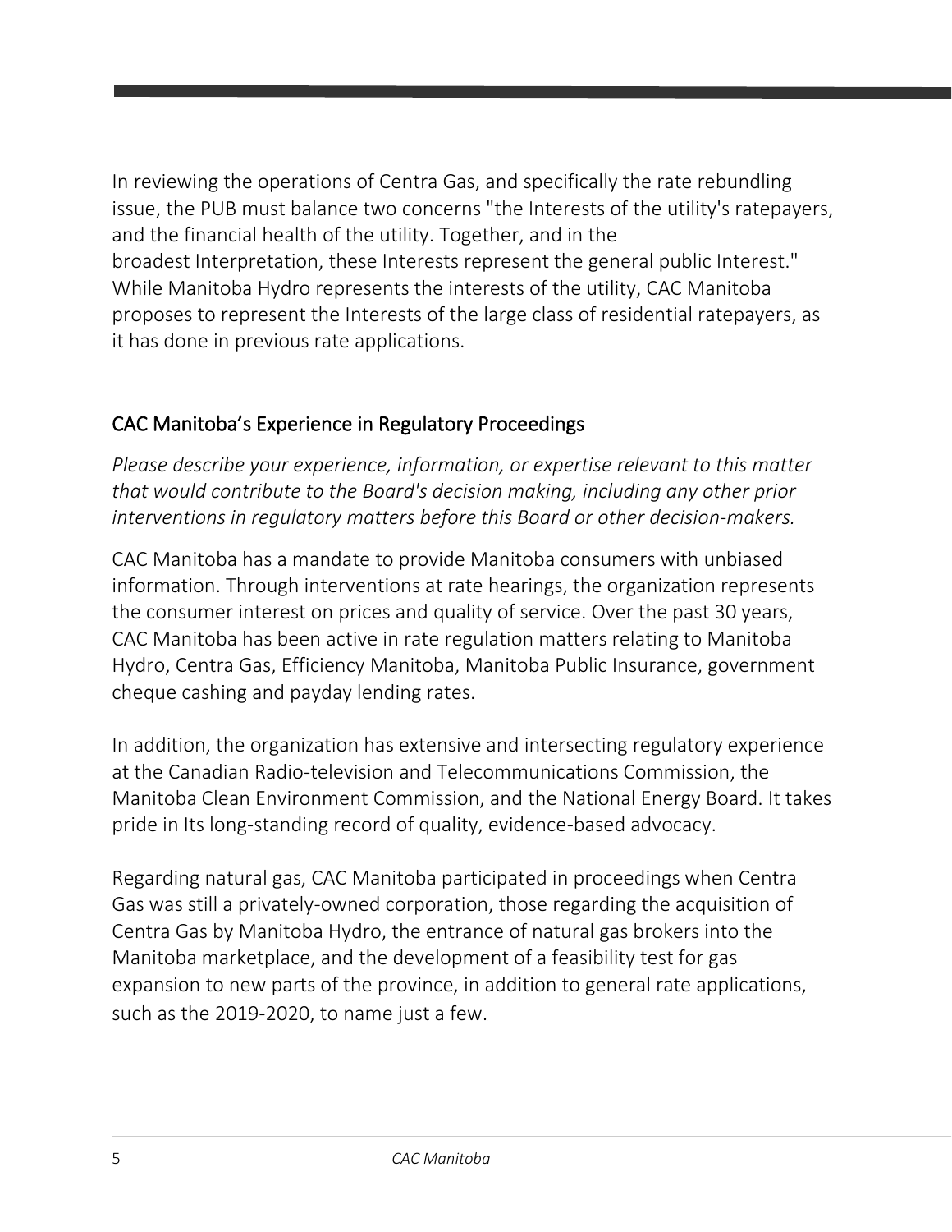In reviewing the operations of Centra Gas, and specifically the rate rebundling issue, the PUB must balance two concerns "the Interests of the utility's ratepayers, and the financial health of the utility. Together, and in the broadest Interpretation, these Interests represent the general public Interest." While Manitoba Hydro represents the interests of the utility, CAC Manitoba proposes to represent the Interests of the large class of residential ratepayers, as it has done in previous rate applications.

## CAC Manitoba's Experience in Regulatory Proceedings

*Please describe your experience, information, or expertise relevant to this matter that would contribute to the Board's decision making, including any other prior interventions in regulatory matters before this Board or other decision-makers.*

CAC Manitoba has a mandate to provide Manitoba consumers with unbiased information. Through interventions at rate hearings, the organization represents the consumer interest on prices and quality of service. Over the past 30 years, CAC Manitoba has been active in rate regulation matters relating to Manitoba Hydro, Centra Gas, Efficiency Manitoba, Manitoba Public Insurance, government cheque cashing and payday lending rates.

In addition, the organization has extensive and intersecting regulatory experience at the Canadian Radio-television and Telecommunications Commission, the Manitoba Clean Environment Commission, and the National Energy Board. It takes pride in Its long-standing record of quality, evidence-based advocacy.

Regarding natural gas, CAC Manitoba participated in proceedings when Centra Gas was still a privately-owned corporation, those regarding the acquisition of Centra Gas by Manitoba Hydro, the entrance of natural gas brokers into the Manitoba marketplace, and the development of a feasibility test for gas expansion to new parts of the province, in addition to general rate applications, such as the 2019-2020, to name just a few.